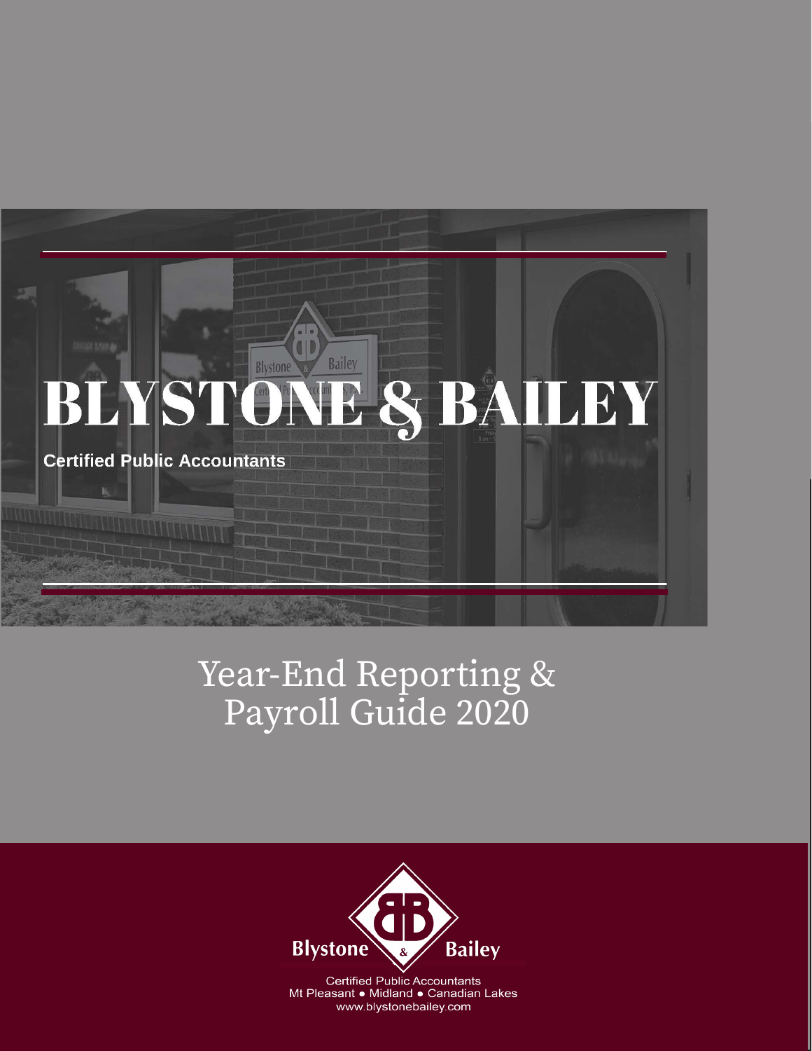# BLYSTONE & BAILEY

**Certified Public Accountants**

## Year-End Reporting & Payroll Guide 2020

Blystone & Bailey

Certified Public Accountants
Mt Pleasant • Midland • Canadian Lakes
www.blystonebailey.com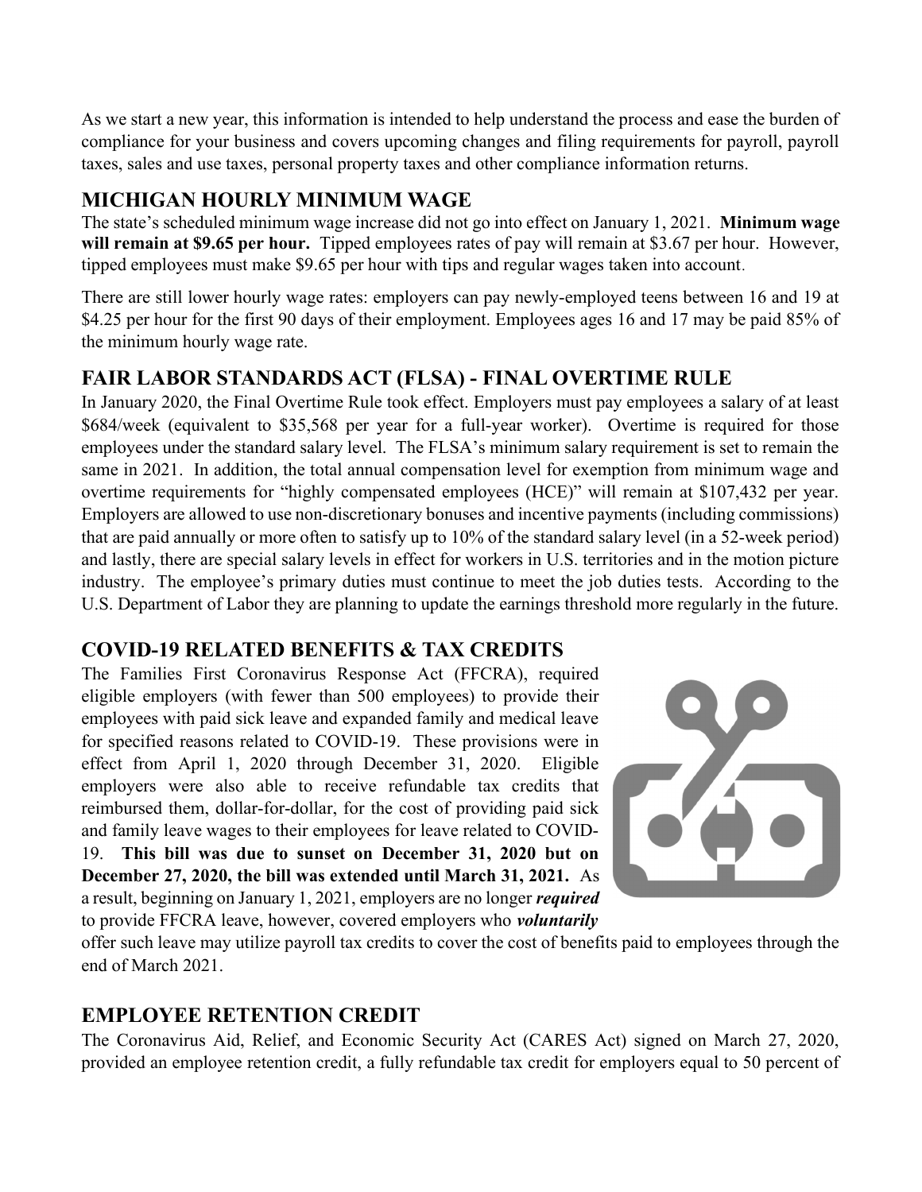As we start a new year, this information is intended to help understand the process and ease the burden of compliance for your business and covers upcoming changes and filing requirements for payroll, payroll taxes, sales and use taxes, personal property taxes and other compliance information returns.

## MICHIGAN HOURLY MINIMUM WAGE

The state's scheduled minimum wage increase did not go into effect on January 1, 2021. **Minimum wage will remain at $9.65 per hour.** Tipped employees rates of pay will remain at $3.67 per hour. However, tipped employees must make $9.65 per hour with tips and regular wages taken into account.

There are still lower hourly wage rates: employers can pay newly-employed teens between 16 and 19 at $4.25 per hour for the first 90 days of their employment. Employees ages 16 and 17 may be paid 85% of the minimum hourly wage rate.

## FAIR LABOR STANDARDS ACT (FLSA) - FINAL OVERTIME RULE

In January 2020, the Final Overtime Rule took effect. Employers must pay employees a salary of at least $684/week (equivalent to $35,568 per year for a full-year worker). Overtime is required for those employees under the standard salary level. The FLSA's minimum salary requirement is set to remain the same in 2021. In addition, the total annual compensation level for exemption from minimum wage and overtime requirements for "highly compensated employees (HCE)" will remain at $107,432 per year. Employers are allowed to use non-discretionary bonuses and incentive payments (including commissions) that are paid annually or more often to satisfy up to 10% of the standard salary level (in a 52-week period) and lastly, there are special salary levels in effect for workers in U.S. territories and in the motion picture industry. The employee's primary duties must continue to meet the job duties tests. According to the U.S. Department of Labor they are planning to update the earnings threshold more regularly in the future.

## COVID-19 RELATED BENEFITS & TAX CREDITS

The Families First Coronavirus Response Act (FFCRA), required eligible employers (with fewer than 500 employees) to provide their employees with paid sick leave and expanded family and medical leave for specified reasons related to COVID-19. These provisions were in effect from April 1, 2020 through December 31, 2020. Eligible employers were also able to receive refundable tax credits that reimbursed them, dollar-for-dollar, for the cost of providing paid sick and family leave wages to their employees for leave related to COVID-19. **This bill was due to sunset on December 31, 2020 but on December 27, 2020, the bill was extended until March 31, 2021.** As a result, beginning on January 1, 2021, employers are no longer ***required*** to provide FFCRA leave, however, covered employers who ***voluntarily*** offer such leave may utilize payroll tax credits to cover the cost of benefits paid to employees through the end of March 2021.

## EMPLOYEE RETENTION CREDIT

The Coronavirus Aid, Relief, and Economic Security Act (CARES Act) signed on March 27, 2020, provided an employee retention credit, a fully refundable tax credit for employers equal to 50 percent of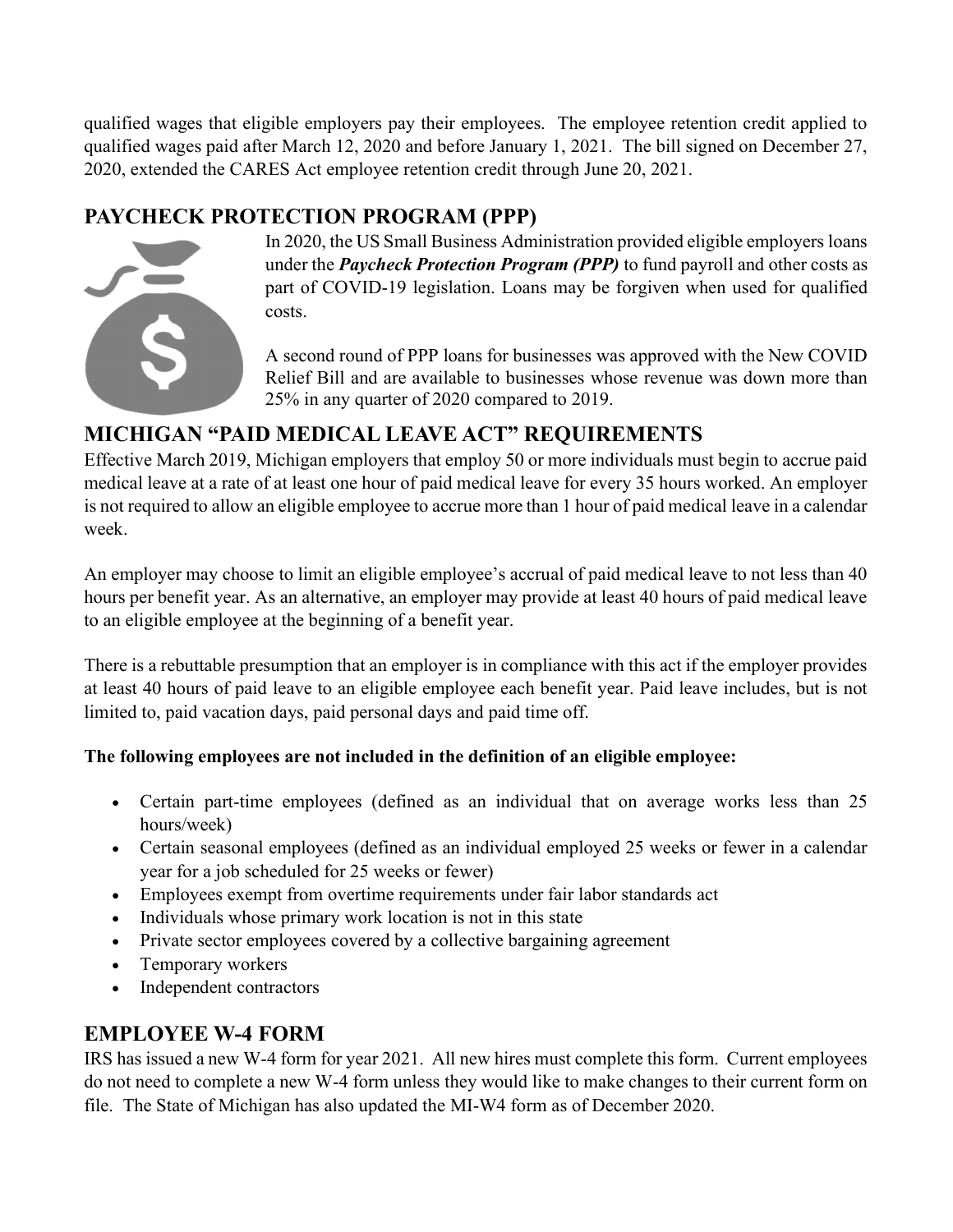qualified wages that eligible employers pay their employees. The employee retention credit applied to qualified wages paid after March 12, 2020 and before January 1, 2021. The bill signed on December 27, 2020, extended the CARES Act employee retention credit through June 20, 2021.

## PAYCHECK PROTECTION PROGRAM (PPP)

In 2020, the US Small Business Administration provided eligible employers loans under the ***Paycheck Protection Program (PPP)*** to fund payroll and other costs as part of COVID-19 legislation. Loans may be forgiven when used for qualified costs.

A second round of PPP loans for businesses was approved with the New COVID Relief Bill and are available to businesses whose revenue was down more than 25% in any quarter of 2020 compared to 2019.

## MICHIGAN "PAID MEDICAL LEAVE ACT" REQUIREMENTS

Effective March 2019, Michigan employers that employ 50 or more individuals must begin to accrue paid medical leave at a rate of at least one hour of paid medical leave for every 35 hours worked. An employer is not required to allow an eligible employee to accrue more than 1 hour of paid medical leave in a calendar week.

An employer may choose to limit an eligible employee's accrual of paid medical leave to not less than 40 hours per benefit year. As an alternative, an employer may provide at least 40 hours of paid medical leave to an eligible employee at the beginning of a benefit year.

There is a rebuttable presumption that an employer is in compliance with this act if the employer provides at least 40 hours of paid leave to an eligible employee each benefit year. Paid leave includes, but is not limited to, paid vacation days, paid personal days and paid time off.

**The following employees are not included in the definition of an eligible employee:**

- Certain part-time employees (defined as an individual that on average works less than 25 hours/week)
- Certain seasonal employees (defined as an individual employed 25 weeks or fewer in a calendar year for a job scheduled for 25 weeks or fewer)
- Employees exempt from overtime requirements under fair labor standards act
- Individuals whose primary work location is not in this state
- Private sector employees covered by a collective bargaining agreement
- Temporary workers
- Independent contractors

## EMPLOYEE W-4 FORM

IRS has issued a new W-4 form for year 2021. All new hires must complete this form. Current employees do not need to complete a new W-4 form unless they would like to make changes to their current form on file. The State of Michigan has also updated the MI-W4 form as of December 2020.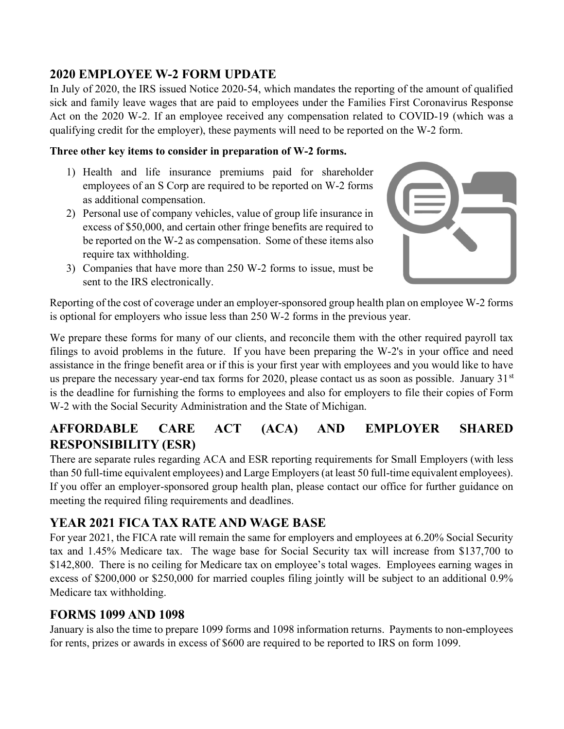## 2020 EMPLOYEE W-2 FORM UPDATE

In July of 2020, the IRS issued Notice 2020-54, which mandates the reporting of the amount of qualified sick and family leave wages that are paid to employees under the Families First Coronavirus Response Act on the 2020 W-2. If an employee received any compensation related to COVID-19 (which was a qualifying credit for the employer), these payments will need to be reported on the W-2 form.

**Three other key items to consider in preparation of W-2 forms.**

1) Health and life insurance premiums paid for shareholder employees of an S Corp are required to be reported on W-2 forms as additional compensation.
2) Personal use of company vehicles, value of group life insurance in excess of $50,000, and certain other fringe benefits are required to be reported on the W-2 as compensation. Some of these items also require tax withholding.
3) Companies that have more than 250 W-2 forms to issue, must be sent to the IRS electronically.

Reporting of the cost of coverage under an employer-sponsored group health plan on employee W-2 forms is optional for employers who issue less than 250 W-2 forms in the previous year.

We prepare these forms for many of our clients, and reconcile them with the other required payroll tax filings to avoid problems in the future. If you have been preparing the W-2's in your office and need assistance in the fringe benefit area or if this is your first year with employees and you would like to have us prepare the necessary year-end tax forms for 2020, please contact us as soon as possible. January 31st is the deadline for furnishing the forms to employees and also for employers to file their copies of Form W-2 with the Social Security Administration and the State of Michigan.

## AFFORDABLE CARE ACT (ACA) AND EMPLOYER SHARED RESPONSIBILITY (ESR)

There are separate rules regarding ACA and ESR reporting requirements for Small Employers (with less than 50 full-time equivalent employees) and Large Employers (at least 50 full-time equivalent employees). If you offer an employer-sponsored group health plan, please contact our office for further guidance on meeting the required filing requirements and deadlines.

## YEAR 2021 FICA TAX RATE AND WAGE BASE

For year 2021, the FICA rate will remain the same for employers and employees at 6.20% Social Security tax and 1.45% Medicare tax. The wage base for Social Security tax will increase from $137,700 to $142,800. There is no ceiling for Medicare tax on employee's total wages. Employees earning wages in excess of $200,000 or $250,000 for married couples filing jointly will be subject to an additional 0.9% Medicare tax withholding.

## FORMS 1099 AND 1098

January is also the time to prepare 1099 forms and 1098 information returns. Payments to non-employees for rents, prizes or awards in excess of $600 are required to be reported to IRS on form 1099.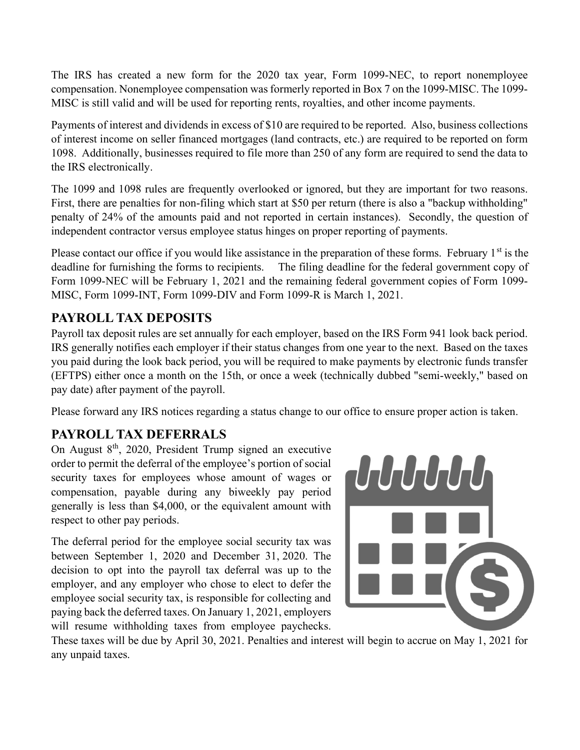The IRS has created a new form for the 2020 tax year, Form 1099-NEC, to report nonemployee compensation. Nonemployee compensation was formerly reported in Box 7 on the 1099-MISC. The 1099-MISC is still valid and will be used for reporting rents, royalties, and other income payments.

Payments of interest and dividends in excess of $10 are required to be reported. Also, business collections of interest income on seller financed mortgages (land contracts, etc.) are required to be reported on form 1098. Additionally, businesses required to file more than 250 of any form are required to send the data to the IRS electronically.

The 1099 and 1098 rules are frequently overlooked or ignored, but they are important for two reasons. First, there are penalties for non-filing which start at $50 per return (there is also a "backup withholding" penalty of 24% of the amounts paid and not reported in certain instances). Secondly, the question of independent contractor versus employee status hinges on proper reporting of payments.

Please contact our office if you would like assistance in the preparation of these forms. February 1st is the deadline for furnishing the forms to recipients. The filing deadline for the federal government copy of Form 1099-NEC will be February 1, 2021 and the remaining federal government copies of Form 1099-MISC, Form 1099-INT, Form 1099-DIV and Form 1099-R is March 1, 2021.

## PAYROLL TAX DEPOSITS

Payroll tax deposit rules are set annually for each employer, based on the IRS Form 941 look back period. IRS generally notifies each employer if their status changes from one year to the next. Based on the taxes you paid during the look back period, you will be required to make payments by electronic funds transfer (EFTPS) either once a month on the 15th, or once a week (technically dubbed "semi-weekly," based on pay date) after payment of the payroll.

Please forward any IRS notices regarding a status change to our office to ensure proper action is taken.

## PAYROLL TAX DEFERRALS

On August 8th, 2020, President Trump signed an executive order to permit the deferral of the employee's portion of social security taxes for employees whose amount of wages or compensation, payable during any biweekly pay period generally is less than $4,000, or the equivalent amount with respect to other pay periods.

The deferral period for the employee social security tax was between September 1, 2020 and December 31, 2020. The decision to opt into the payroll tax deferral was up to the employer, and any employer who chose to elect to defer the employee social security tax, is responsible for collecting and paying back the deferred taxes. On January 1, 2021, employers will resume withholding taxes from employee paychecks. These taxes will be due by April 30, 2021. Penalties and interest will begin to accrue on May 1, 2021 for any unpaid taxes.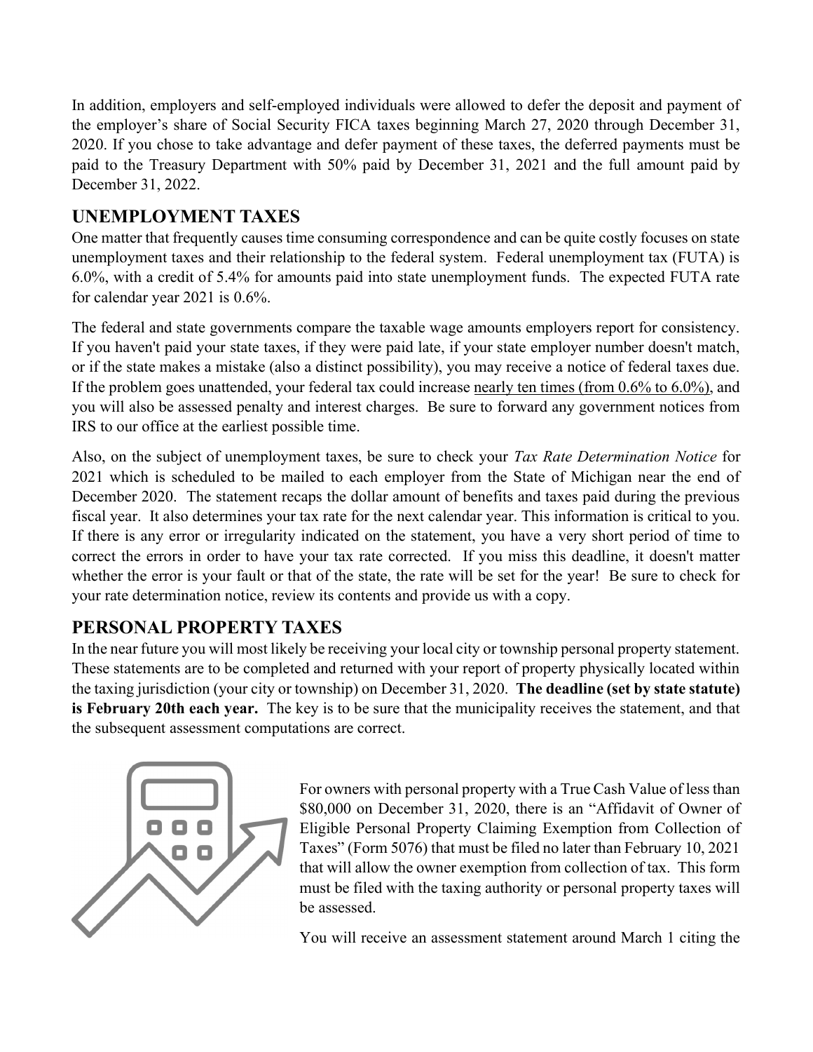In addition, employers and self-employed individuals were allowed to defer the deposit and payment of the employer's share of Social Security FICA taxes beginning March 27, 2020 through December 31, 2020. If you chose to take advantage and defer payment of these taxes, the deferred payments must be paid to the Treasury Department with 50% paid by December 31, 2021 and the full amount paid by December 31, 2022.

## UNEMPLOYMENT TAXES

One matter that frequently causes time consuming correspondence and can be quite costly focuses on state unemployment taxes and their relationship to the federal system. Federal unemployment tax (FUTA) is 6.0%, with a credit of 5.4% for amounts paid into state unemployment funds. The expected FUTA rate for calendar year 2021 is 0.6%.

The federal and state governments compare the taxable wage amounts employers report for consistency. If you haven't paid your state taxes, if they were paid late, if your state employer number doesn't match, or if the state makes a mistake (also a distinct possibility), you may receive a notice of federal taxes due. If the problem goes unattended, your federal tax could increase nearly ten times (from 0.6% to 6.0%), and you will also be assessed penalty and interest charges. Be sure to forward any government notices from IRS to our office at the earliest possible time.

Also, on the subject of unemployment taxes, be sure to check your *Tax Rate Determination Notice* for 2021 which is scheduled to be mailed to each employer from the State of Michigan near the end of December 2020. The statement recaps the dollar amount of benefits and taxes paid during the previous fiscal year. It also determines your tax rate for the next calendar year. This information is critical to you. If there is any error or irregularity indicated on the statement, you have a very short period of time to correct the errors in order to have your tax rate corrected. If you miss this deadline, it doesn't matter whether the error is your fault or that of the state, the rate will be set for the year! Be sure to check for your rate determination notice, review its contents and provide us with a copy.

## PERSONAL PROPERTY TAXES

In the near future you will most likely be receiving your local city or township personal property statement. These statements are to be completed and returned with your report of property physically located within the taxing jurisdiction (your city or township) on December 31, 2020. **The deadline (set by state statute) is February 20th each year.** The key is to be sure that the municipality receives the statement, and that the subsequent assessment computations are correct.

For owners with personal property with a True Cash Value of less than \$80,000 on December 31, 2020, there is an "Affidavit of Owner of Eligible Personal Property Claiming Exemption from Collection of Taxes" (Form 5076) that must be filed no later than February 10, 2021 that will allow the owner exemption from collection of tax. This form must be filed with the taxing authority or personal property taxes will be assessed.

You will receive an assessment statement around March 1 citing the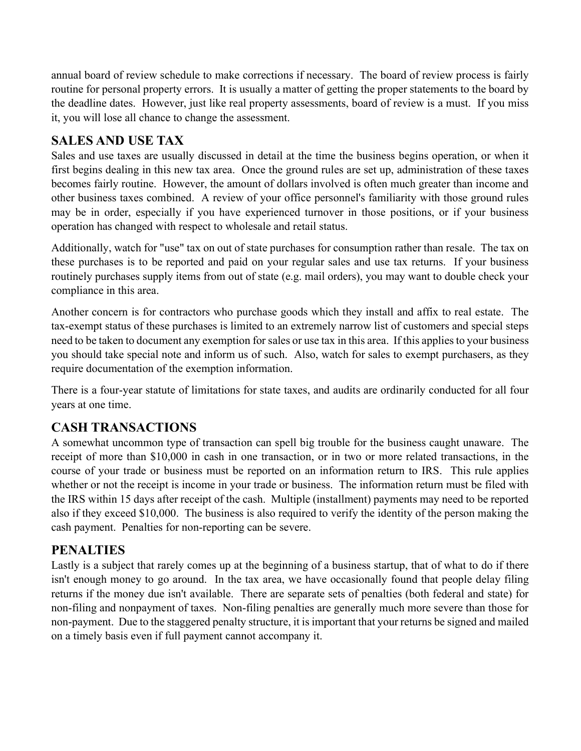annual board of review schedule to make corrections if necessary. The board of review process is fairly routine for personal property errors. It is usually a matter of getting the proper statements to the board by the deadline dates. However, just like real property assessments, board of review is a must. If you miss it, you will lose all chance to change the assessment.

## SALES AND USE TAX

Sales and use taxes are usually discussed in detail at the time the business begins operation, or when it first begins dealing in this new tax area. Once the ground rules are set up, administration of these taxes becomes fairly routine. However, the amount of dollars involved is often much greater than income and other business taxes combined. A review of your office personnel's familiarity with those ground rules may be in order, especially if you have experienced turnover in those positions, or if your business operation has changed with respect to wholesale and retail status.

Additionally, watch for "use" tax on out of state purchases for consumption rather than resale. The tax on these purchases is to be reported and paid on your regular sales and use tax returns. If your business routinely purchases supply items from out of state (e.g. mail orders), you may want to double check your compliance in this area.

Another concern is for contractors who purchase goods which they install and affix to real estate. The tax-exempt status of these purchases is limited to an extremely narrow list of customers and special steps need to be taken to document any exemption for sales or use tax in this area. If this applies to your business you should take special note and inform us of such. Also, watch for sales to exempt purchasers, as they require documentation of the exemption information.

There is a four-year statute of limitations for state taxes, and audits are ordinarily conducted for all four years at one time.

## CASH TRANSACTIONS

A somewhat uncommon type of transaction can spell big trouble for the business caught unaware. The receipt of more than $10,000 in cash in one transaction, or in two or more related transactions, in the course of your trade or business must be reported on an information return to IRS. This rule applies whether or not the receipt is income in your trade or business. The information return must be filed with the IRS within 15 days after receipt of the cash. Multiple (installment) payments may need to be reported also if they exceed $10,000. The business is also required to verify the identity of the person making the cash payment. Penalties for non-reporting can be severe.

## PENALTIES

Lastly is a subject that rarely comes up at the beginning of a business startup, that of what to do if there isn't enough money to go around. In the tax area, we have occasionally found that people delay filing returns if the money due isn't available. There are separate sets of penalties (both federal and state) for non-filing and nonpayment of taxes. Non-filing penalties are generally much more severe than those for non-payment. Due to the staggered penalty structure, it is important that your returns be signed and mailed on a timely basis even if full payment cannot accompany it.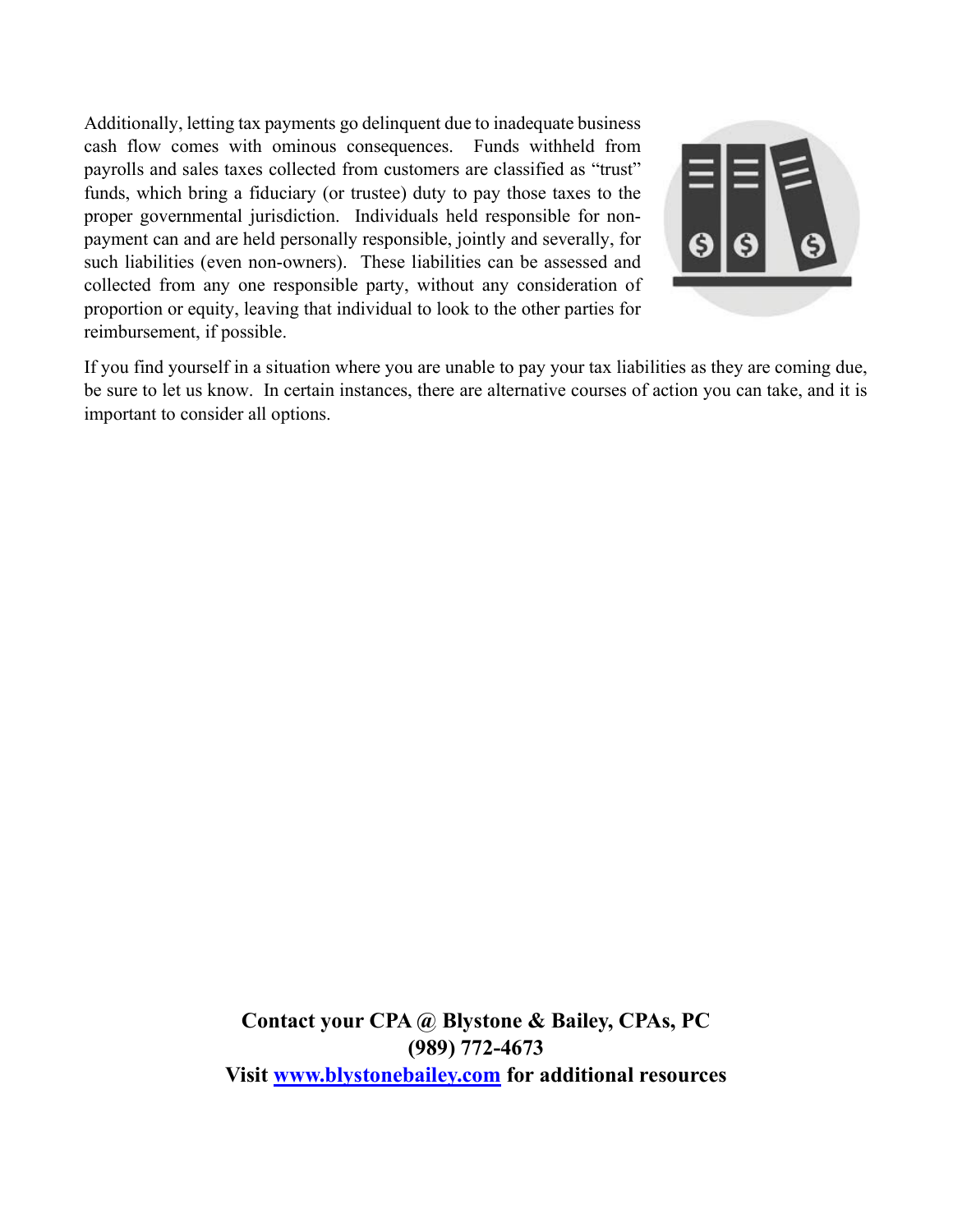Additionally, letting tax payments go delinquent due to inadequate business cash flow comes with ominous consequences. Funds withheld from payrolls and sales taxes collected from customers are classified as "trust" funds, which bring a fiduciary (or trustee) duty to pay those taxes to the proper governmental jurisdiction. Individuals held responsible for non-payment can and are held personally responsible, jointly and severally, for such liabilities (even non-owners). These liabilities can be assessed and collected from any one responsible party, without any consideration of proportion or equity, leaving that individual to look to the other parties for reimbursement, if possible.

If you find yourself in a situation where you are unable to pay your tax liabilities as they are coming due, be sure to let us know. In certain instances, there are alternative courses of action you can take, and it is important to consider all options.

**Contact your CPA @ Blystone & Bailey, CPAs, PC**
**(989) 772-4673**
**Visit [www.blystonebailey.com](http://www.blystonebailey.com) for additional resources**